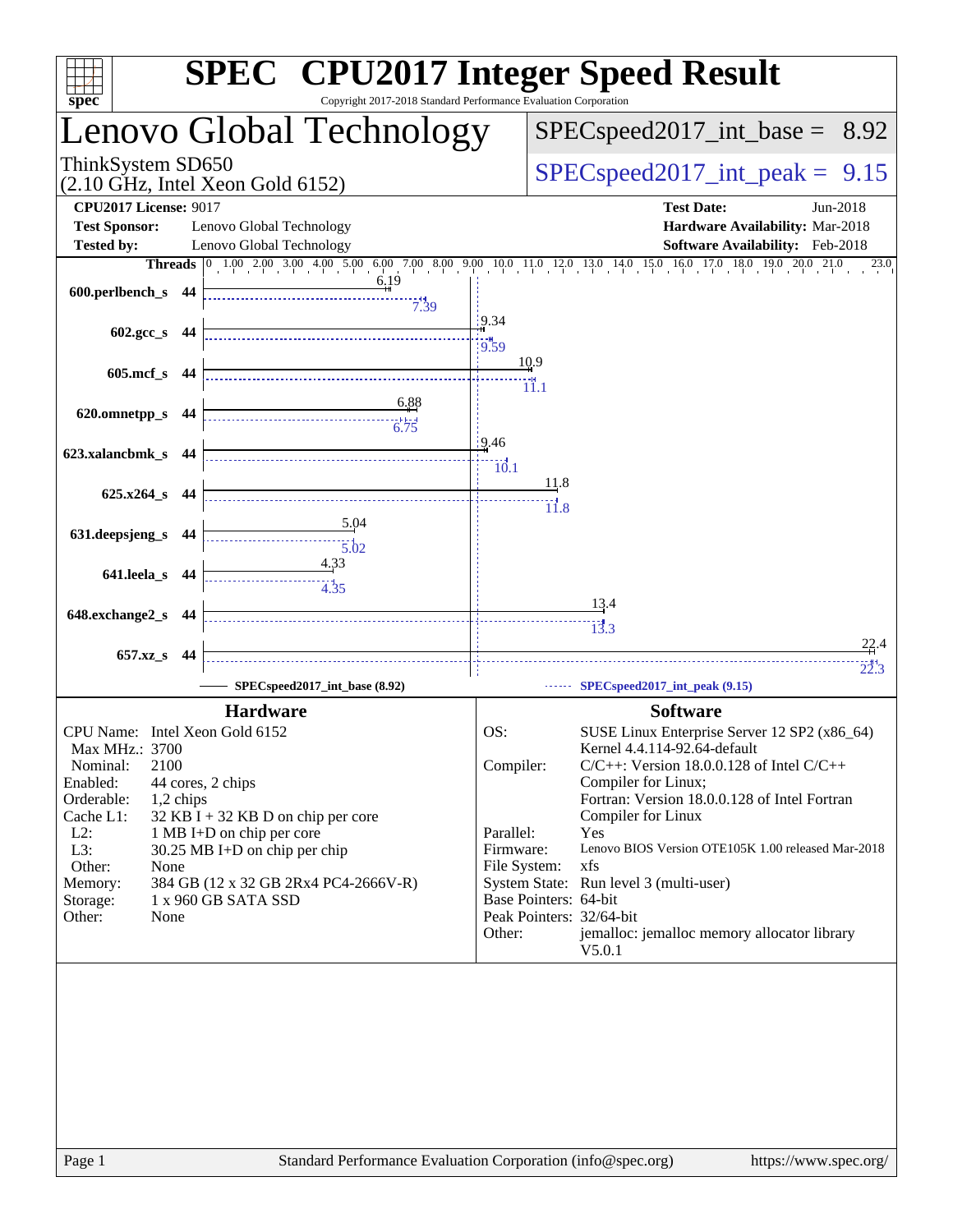# SPEC CPU2017 Integer Speed Result

Copyright 2017-2018 Standard Performance Evaluation Corporation

## Lenovo Global Technology

ThinkSystem SD650
(2.10 GHz, Intel Xeon Gold 6152)

SPECspeed2017_int_base = 8.92

SPECspeed2017_int_peak = 9.15

**CPU2017 License:** 9017
**Test Sponsor:** Lenovo Global Technology
**Tested by:** Lenovo Global Technology

**Test Date:** Jun-2018
**Hardware Availability:** Mar-2018
**Software Availability:** Feb-2018

| Benchmark | Threads | Base | Peak |
|---|---|---|---|
| 600.perlbench_s | 44 | 6.19 | 7.39 |
| 602.gcc_s | 44 | 9.34 | 9.59 |
| 605.mcf_s | 44 | 10.9 | 11.1 |
| 620.omnetpp_s | 44 | 6.88 | 6.75 |
| 623.xalancbmk_s | 44 | 9.46 | 10.1 |
| 625.x264_s | 44 | 11.8 | 11.8 |
| 631.deepsjeng_s | 44 | 5.04 | 5.02 |
| 641.leela_s | 44 | 4.33 | 4.35 |
| 648.exchange2_s | 44 | 13.4 | 13.3 |
| 657.xz_s | 44 | 22.4 | 22.3 |

SPECspeed2017_int_base (8.92) — SPECspeed2017_int_peak (9.15)

### Hardware

- **CPU Name:** Intel Xeon Gold 6152
- **Max MHz.:** 3700
- **Nominal:** 2100
- **Enabled:** 44 cores, 2 chips
- **Orderable:** 1,2 chips
- **Cache L1:** 32 KB I + 32 KB D on chip per core
- **L2:** 1 MB I+D on chip per core
- **L3:** 30.25 MB I+D on chip per chip
- **Other:** None
- **Memory:** 384 GB (12 x 32 GB 2Rx4 PC4-2666V-R)
- **Storage:** 1 x 960 GB SATA SSD
- **Other:** None

### Software

- **OS:** SUSE Linux Enterprise Server 12 SP2 (x86_64) Kernel 4.4.114-92.64-default
- **Compiler:** C/C++: Version 18.0.0.128 of Intel C/C++ Compiler for Linux; Fortran: Version 18.0.0.128 of Intel Fortran Compiler for Linux
- **Parallel:** Yes
- **Firmware:** Lenovo BIOS Version OTE105K 1.00 released Mar-2018
- **File System:** xfs
- **System State:** Run level 3 (multi-user)
- **Base Pointers:** 64-bit
- **Peak Pointers:** 32/64-bit
- **Other:** jemalloc: jemalloc memory allocator library V5.0.1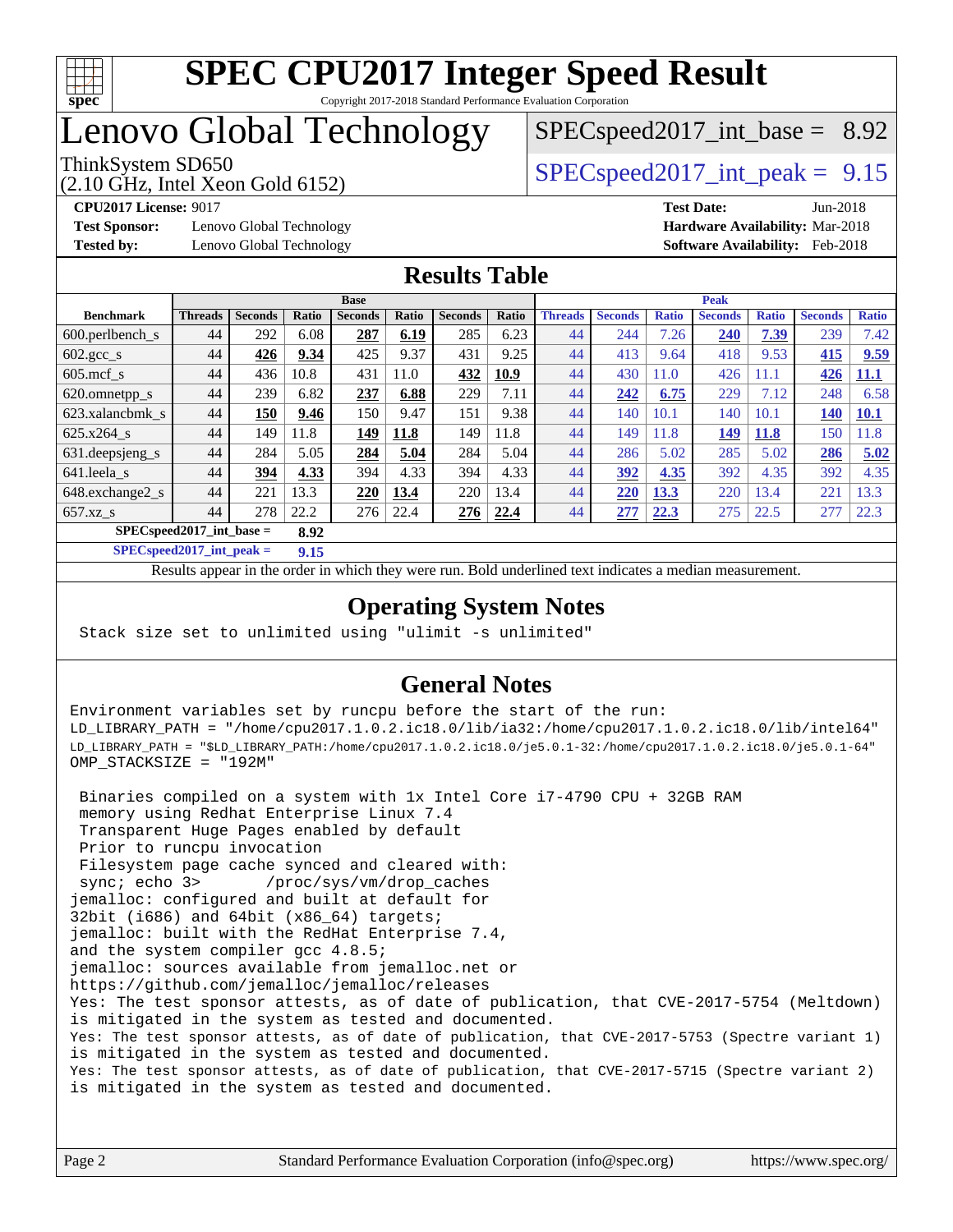# SPEC CPU2017 Integer Speed Result

Copyright 2017-2018 Standard Performance Evaluation Corporation

# Lenovo Global Technology

ThinkSystem SD650
(2.10 GHz, Intel Xeon Gold 6152)

SPECspeed2017_int_base = 8.92

SPECspeed2017_int_peak = 9.15

**CPU2017 License:** 9017
**Test Sponsor:** Lenovo Global Technology
**Tested by:** Lenovo Global Technology

**Test Date:** Jun-2018
**Hardware Availability:** Mar-2018
**Software Availability:** Feb-2018

## Results Table

| | Base | | | | | | | Peak | | | | | | |
|---|---|---|---|---|---|---|---|---|---|---|---|---|---|---|
| **Benchmark** | **Threads** | **Seconds** | **Ratio** | **Seconds** | **Ratio** | **Seconds** | **Ratio** | **Threads** | **Seconds** | **Ratio** | **Seconds** | **Ratio** | **Seconds** | **Ratio** |
| 600.perlbench_s | 44 | 292 | 6.08 | **287** | **6.19** | 285 | 6.23 | 44 | 244 | 7.26 | **240** | **7.39** | 239 | 7.42 |
| 602.gcc_s | 44 | **426** | **9.34** | 425 | 9.37 | 431 | 9.25 | 44 | 413 | 9.64 | 418 | 9.53 | **415** | **9.59** |
| 605.mcf_s | 44 | 436 | 10.8 | 431 | 11.0 | **432** | **10.9** | 44 | 430 | 11.0 | 426 | 11.1 | **426** | **11.1** |
| 620.omnetpp_s | 44 | 239 | 6.82 | **237** | **6.88** | 229 | 7.11 | 44 | **242** | **6.75** | 229 | 7.12 | 248 | 6.58 |
| 623.xalancbmk_s | 44 | **150** | **9.46** | 150 | 9.47 | 151 | 9.38 | 44 | 140 | 10.1 | 140 | 10.1 | **140** | **10.1** |
| 625.x264_s | 44 | 149 | 11.8 | **149** | **11.8** | 149 | 11.8 | 44 | 149 | 11.8 | **149** | **11.8** | 150 | 11.8 |
| 631.deepsjeng_s | 44 | 284 | 5.05 | **284** | **5.04** | 284 | 5.04 | 44 | 286 | 5.02 | 285 | 5.02 | **286** | **5.02** |
| 641.leela_s | 44 | **394** | **4.33** | 394 | 4.33 | 394 | 4.33 | 44 | **392** | **4.35** | 392 | 4.35 | 392 | 4.35 |
| 648.exchange2_s | 44 | 221 | 13.3 | **220** | **13.4** | 220 | 13.4 | 44 | **220** | **13.3** | 220 | 13.4 | 221 | 13.3 |
| 657.xz_s | 44 | 278 | 22.2 | 276 | 22.4 | **276** | **22.4** | 44 | **277** | **22.3** | 275 | 22.5 | 277 | 22.3 |

**SPECspeed2017_int_base = 8.92**

**SPECspeed2017_int_peak = 9.15**

Results appear in the order in which they were run. Bold underlined text indicates a median measurement.

## Operating System Notes

```
Stack size set to unlimited using "ulimit -s unlimited"
```

## General Notes

```
Environment variables set by runcpu before the start of the run:
LD_LIBRARY_PATH = "/home/cpu2017.1.0.2.ic18.0/lib/ia32:/home/cpu2017.1.0.2.ic18.0/lib/intel64"
LD_LIBRARY_PATH = "$LD_LIBRARY_PATH:/home/cpu2017.1.0.2.ic18.0/je5.0.1-32:/home/cpu2017.1.0.2.ic18.0/je5.0.1-64"
OMP_STACKSIZE = "192M"

 Binaries compiled on a system with 1x Intel Core i7-4790 CPU + 32GB RAM
 memory using Redhat Enterprise Linux 7.4
 Transparent Huge Pages enabled by default
 Prior to runcpu invocation
 Filesystem page cache synced and cleared with:
 sync; echo 3>       /proc/sys/vm/drop_caches
jemalloc: configured and built at default for
32bit (i686) and 64bit (x86_64) targets;
jemalloc: built with the RedHat Enterprise 7.4,
and the system compiler gcc 4.8.5;
jemalloc: sources available from jemalloc.net or
https://github.com/jemalloc/jemalloc/releases
Yes: The test sponsor attests, as of date of publication, that CVE-2017-5754 (Meltdown)
is mitigated in the system as tested and documented.
Yes: The test sponsor attests, as of date of publication, that CVE-2017-5753 (Spectre variant 1)
is mitigated in the system as tested and documented.
Yes: The test sponsor attests, as of date of publication, that CVE-2017-5715 (Spectre variant 2)
is mitigated in the system as tested and documented.
```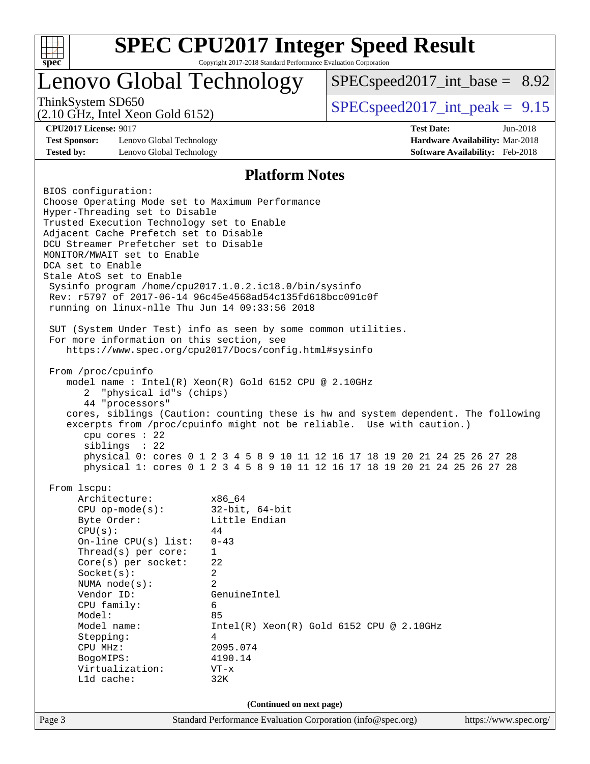## Platform Notes

```
BIOS configuration:
Choose Operating Mode set to Maximum Performance
Hyper-Threading set to Disable
Trusted Execution Technology set to Enable
Adjacent Cache Prefetch set to Disable
DCU Streamer Prefetcher set to Disable
MONITOR/MWAIT set to Enable
DCA set to Enable
Stale AtoS set to Enable
 Sysinfo program /home/cpu2017.1.0.2.ic18.0/bin/sysinfo
 Rev: r5797 of 2017-06-14 96c45e4568ad54c135fd618bcc091c0f
 running on linux-nlle Thu Jun 14 09:33:56 2018

 SUT (System Under Test) info as seen by some common utilities.
 For more information on this section, see
    https://www.spec.org/cpu2017/Docs/config.html#sysinfo

 From /proc/cpuinfo
    model name : Intel(R) Xeon(R) Gold 6152 CPU @ 2.10GHz
       2  "physical id"s (chips)
       44 "processors"
    cores, siblings (Caution: counting these is hw and system dependent. The following
    excerpts from /proc/cpuinfo might not be reliable.  Use with caution.)
       cpu cores : 22
       siblings  : 22
       physical 0: cores 0 1 2 3 4 5 8 9 10 11 12 16 17 18 19 20 21 24 25 26 27 28
       physical 1: cores 0 1 2 3 4 5 8 9 10 11 12 16 17 18 19 20 21 24 25 26 27 28

 From lscpu:
      Architecture:          x86_64
      CPU op-mode(s):        32-bit, 64-bit
      Byte Order:            Little Endian
      CPU(s):                44
      On-line CPU(s) list:   0-43
      Thread(s) per core:    1
      Core(s) per socket:    22
      Socket(s):             2
      NUMA node(s):          2
      Vendor ID:             GenuineIntel
      CPU family:            6
      Model:                 85
      Model name:            Intel(R) Xeon(R) Gold 6152 CPU @ 2.10GHz
      Stepping:              4
      CPU MHz:               2095.074
      BogoMIPS:              4190.14
      Virtualization:        VT-x
      L1d cache:             32K
```

(Continued on next page)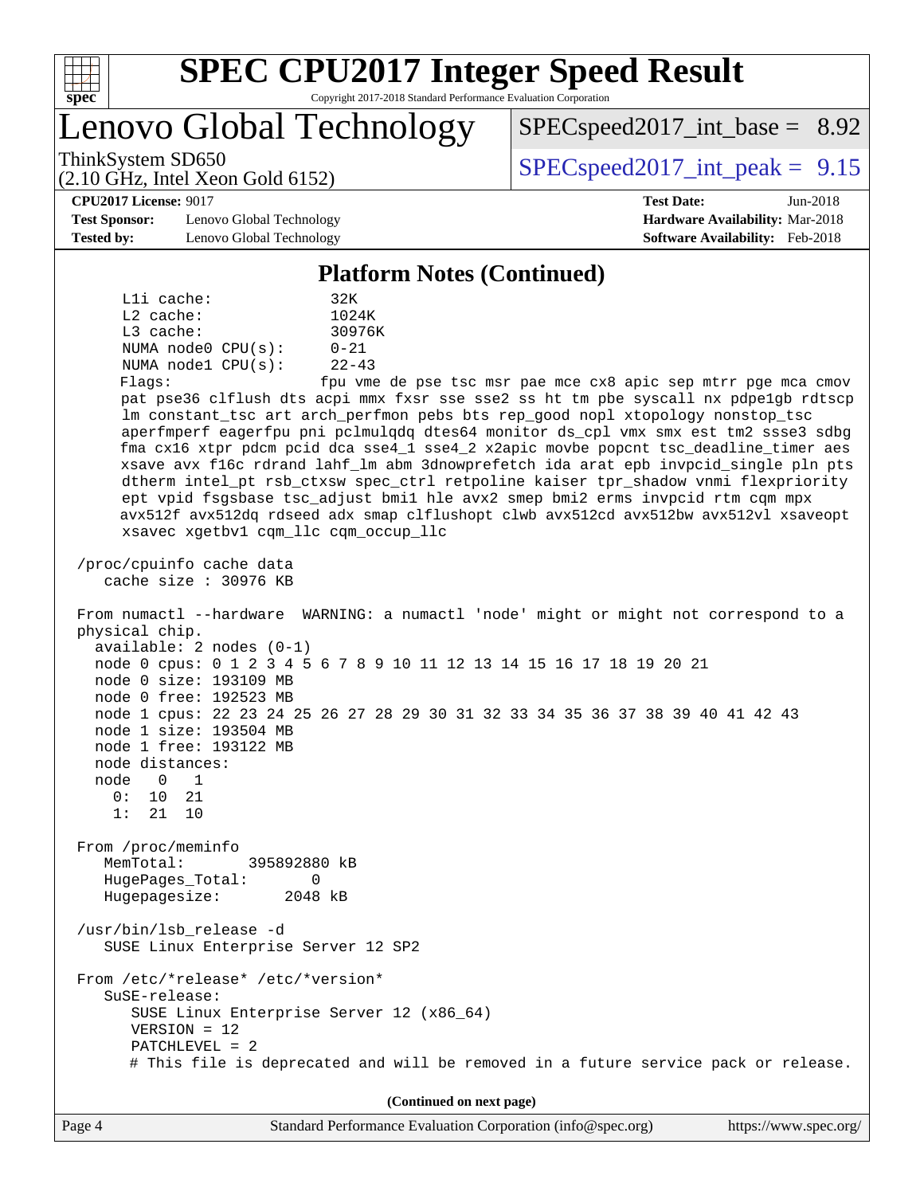# SPEC CPU2017 Integer Speed Result

Copyright 2017-2018 Standard Performance Evaluation Corporation

## Lenovo Global Technology

ThinkSystem SD650
(2.10 GHz, Intel Xeon Gold 6152)

SPECspeed2017_int_base = 8.92

SPECspeed2017_int_peak = 9.15

**CPU2017 License:** 9017
**Test Sponsor:** Lenovo Global Technology
**Tested by:** Lenovo Global Technology

**Test Date:** Jun-2018
**Hardware Availability:** Mar-2018
**Software Availability:** Feb-2018

### Platform Notes (Continued)

```
     L1i cache:             32K
     L2 cache:              1024K
     L3 cache:              30976K
     NUMA node0 CPU(s):     0-21
     NUMA node1 CPU(s):     22-43
     Flags:                 fpu vme de pse tsc msr pae mce cx8 apic sep mtrr pge mca cmov
     pat pse36 clflush dts acpi mmx fxsr sse sse2 ss ht tm pbe syscall nx pdpe1gb rdtscp
     lm constant_tsc art arch_perfmon pebs bts rep_good nopl xtopology nonstop_tsc
     aperfmperf eagerfpu pni pclmulqdq dtes64 monitor ds_cpl vmx smx est tm2 ssse3 sdbg
     fma cx16 xtpr pdcm pcid dca sse4_1 sse4_2 x2apic movbe popcnt tsc_deadline_timer aes
     xsave avx f16c rdrand lahf_lm abm 3dnowprefetch ida arat epb invpcid_single pln pts
     dtherm intel_pt rsb_ctxsw spec_ctrl retpoline kaiser tpr_shadow vnmi flexpriority
     ept vpid fsgsbase tsc_adjust bmi1 hle avx2 smep bmi2 erms invpcid rtm cqm mpx
     avx512f avx512dq rdseed adx smap clflushopt clwb avx512cd avx512bw avx512vl xsaveopt
     xsavec xgetbv1 cqm_llc cqm_occup_llc

 /proc/cpuinfo cache data
    cache size : 30976 KB

 From numactl --hardware  WARNING: a numactl 'node' might or might not correspond to a
 physical chip.
   available: 2 nodes (0-1)
   node 0 cpus: 0 1 2 3 4 5 6 7 8 9 10 11 12 13 14 15 16 17 18 19 20 21
   node 0 size: 193109 MB
   node 0 free: 192523 MB
   node 1 cpus: 22 23 24 25 26 27 28 29 30 31 32 33 34 35 36 37 38 39 40 41 42 43
   node 1 size: 193504 MB
   node 1 free: 193122 MB
   node distances:
   node   0   1
     0:  10  21
     1:  21  10

 From /proc/meminfo
    MemTotal:       395892880 kB
    HugePages_Total:       0
    Hugepagesize:       2048 kB

 /usr/bin/lsb_release -d
    SUSE Linux Enterprise Server 12 SP2

 From /etc/*release* /etc/*version*
    SuSE-release:
       SUSE Linux Enterprise Server 12 (x86_64)
       VERSION = 12
       PATCHLEVEL = 2
       # This file is deprecated and will be removed in a future service pack or release.
```

(Continued on next page)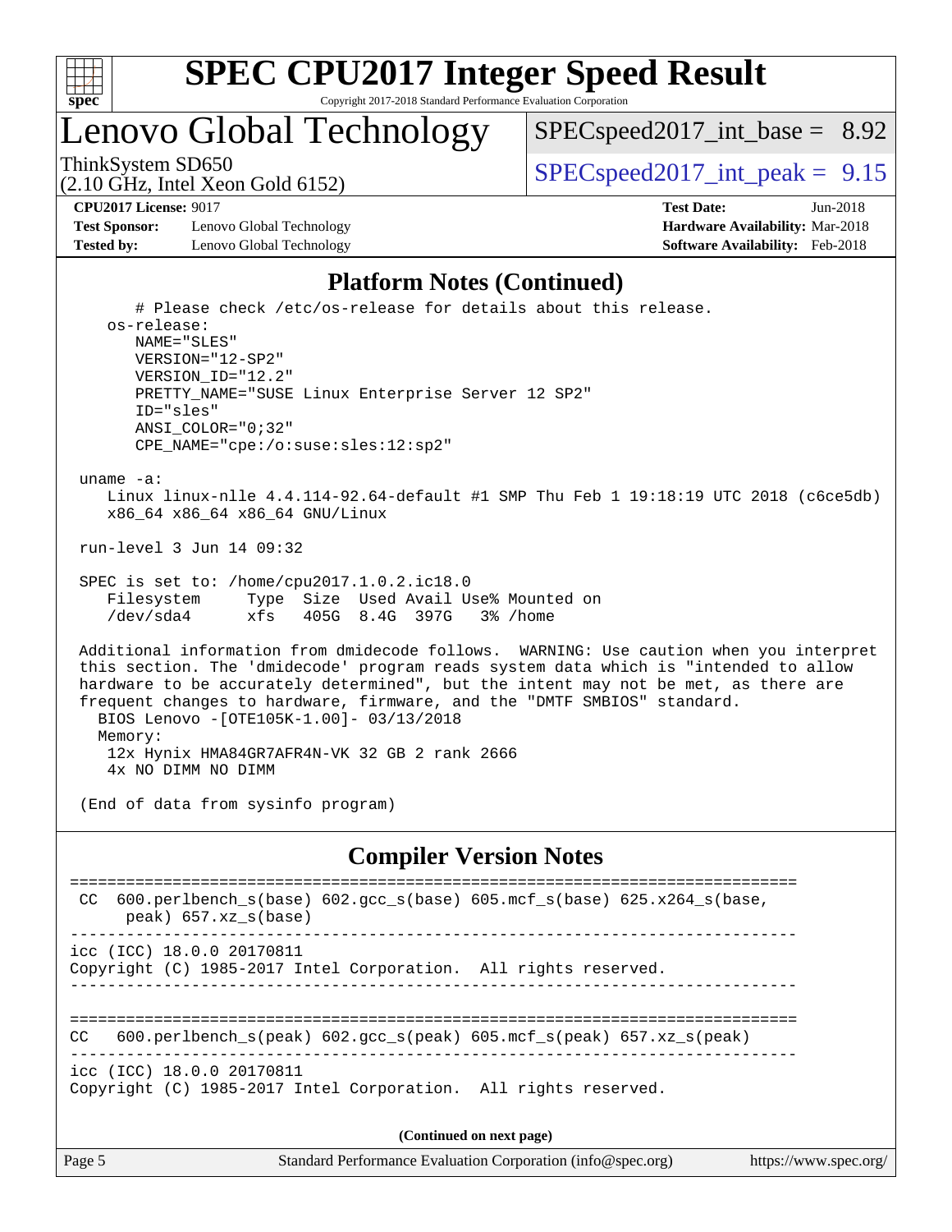## Platform Notes (Continued)

```
      # Please check /etc/os-release for details about this release.
   os-release:
      NAME="SLES"
      VERSION="12-SP2"
      VERSION_ID="12.2"
      PRETTY_NAME="SUSE Linux Enterprise Server 12 SP2"
      ID="sles"
      ANSI_COLOR="0;32"
      CPE_NAME="cpe:/o:suse:sles:12:sp2"

 uname -a:
    Linux linux-nlle 4.4.114-92.64-default #1 SMP Thu Feb 1 19:18:19 UTC 2018 (c6ce5db)
    x86_64 x86_64 x86_64 GNU/Linux

 run-level 3 Jun 14 09:32

 SPEC is set to: /home/cpu2017.1.0.2.ic18.0
    Filesystem     Type  Size  Used Avail Use% Mounted on
    /dev/sda4      xfs   405G  8.4G  397G   3% /home

 Additional information from dmidecode follows.  WARNING: Use caution when you interpret
 this section. The 'dmidecode' program reads system data which is "intended to allow
 hardware to be accurately determined", but the intent may not be met, as there are
 frequent changes to hardware, firmware, and the "DMTF SMBIOS" standard.
   BIOS Lenovo -[OTE105K-1.00]- 03/13/2018
   Memory:
    12x Hynix HMA84GR7AFR4N-VK 32 GB 2 rank 2666
    4x NO DIMM NO DIMM

 (End of data from sysinfo program)
```

## Compiler Version Notes

```
==============================================================================
 CC  600.perlbench_s(base) 602.gcc_s(base) 605.mcf_s(base) 625.x264_s(base,
      peak) 657.xz_s(base)
------------------------------------------------------------------------------
icc (ICC) 18.0.0 20170811
Copyright (C) 1985-2017 Intel Corporation.  All rights reserved.
------------------------------------------------------------------------------

==============================================================================
CC   600.perlbench_s(peak) 602.gcc_s(peak) 605.mcf_s(peak) 657.xz_s(peak)
------------------------------------------------------------------------------
icc (ICC) 18.0.0 20170811
Copyright (C) 1985-2017 Intel Corporation.  All rights reserved.
```

**(Continued on next page)**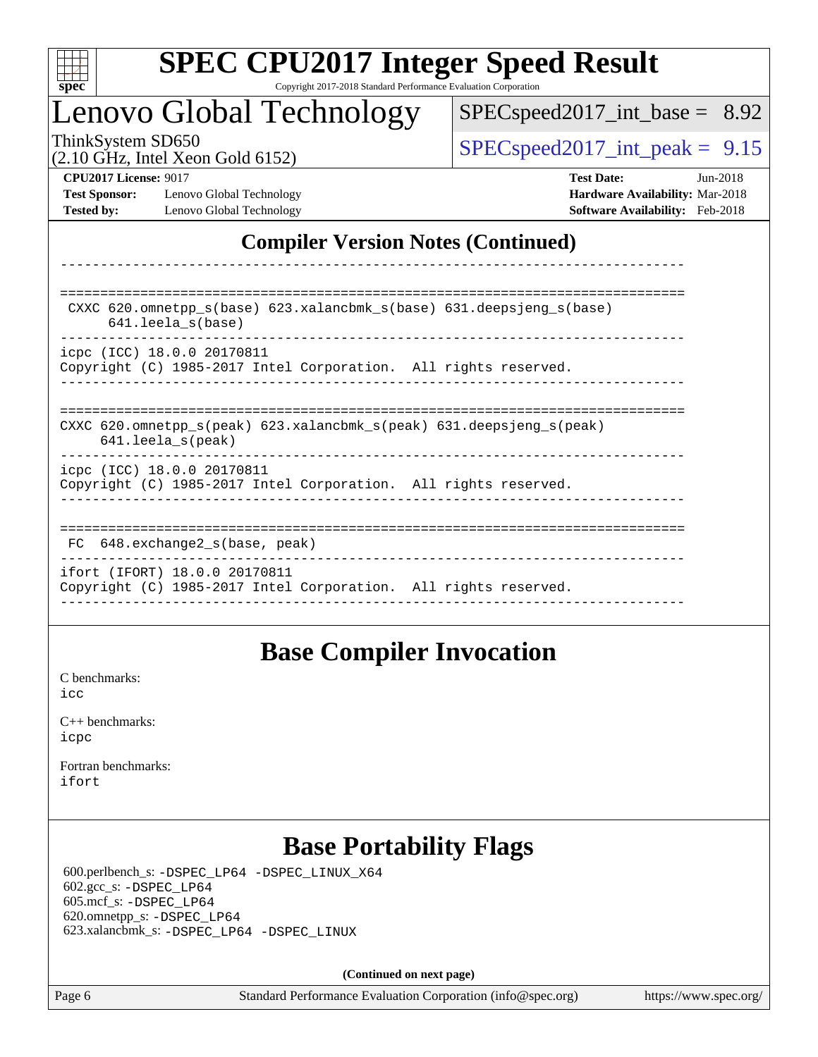# SPEC CPU2017 Integer Speed Result

Copyright 2017-2018 Standard Performance Evaluation Corporation

## Lenovo Global Technology

ThinkSystem SD650
(2.10 GHz, Intel Xeon Gold 6152)

SPECspeed2017_int_base = 8.92

SPECspeed2017_int_peak = 9.15

**CPU2017 License:** 9017
**Test Sponsor:** Lenovo Global Technology
**Tested by:** Lenovo Global Technology

**Test Date:** Jun-2018
**Hardware Availability:** Mar-2018
**Software Availability:** Feb-2018

## Compiler Version Notes (Continued)

```
------------------------------------------------------------------------------

==============================================================================
 CXXC 620.omnetpp_s(base) 623.xalancbmk_s(base) 631.deepsjeng_s(base)
      641.leela_s(base)
------------------------------------------------------------------------------
icpc (ICC) 18.0.0 20170811
Copyright (C) 1985-2017 Intel Corporation.  All rights reserved.
------------------------------------------------------------------------------

==============================================================================
CXXC 620.omnetpp_s(peak) 623.xalancbmk_s(peak) 631.deepsjeng_s(peak)
     641.leela_s(peak)
------------------------------------------------------------------------------
icpc (ICC) 18.0.0 20170811
Copyright (C) 1985-2017 Intel Corporation.  All rights reserved.
------------------------------------------------------------------------------

==============================================================================
 FC  648.exchange2_s(base, peak)
------------------------------------------------------------------------------
ifort (IFORT) 18.0.0 20170811
Copyright (C) 1985-2017 Intel Corporation.  All rights reserved.
------------------------------------------------------------------------------
```

## Base Compiler Invocation

C benchmarks:
icc

C++ benchmarks:
icpc

Fortran benchmarks:
ifort

## Base Portability Flags

600.perlbench_s: -DSPEC_LP64 -DSPEC_LINUX_X64
602.gcc_s: -DSPEC_LP64
605.mcf_s: -DSPEC_LP64
620.omnetpp_s: -DSPEC_LP64
623.xalancbmk_s: -DSPEC_LP64 -DSPEC_LINUX

**(Continued on next page)**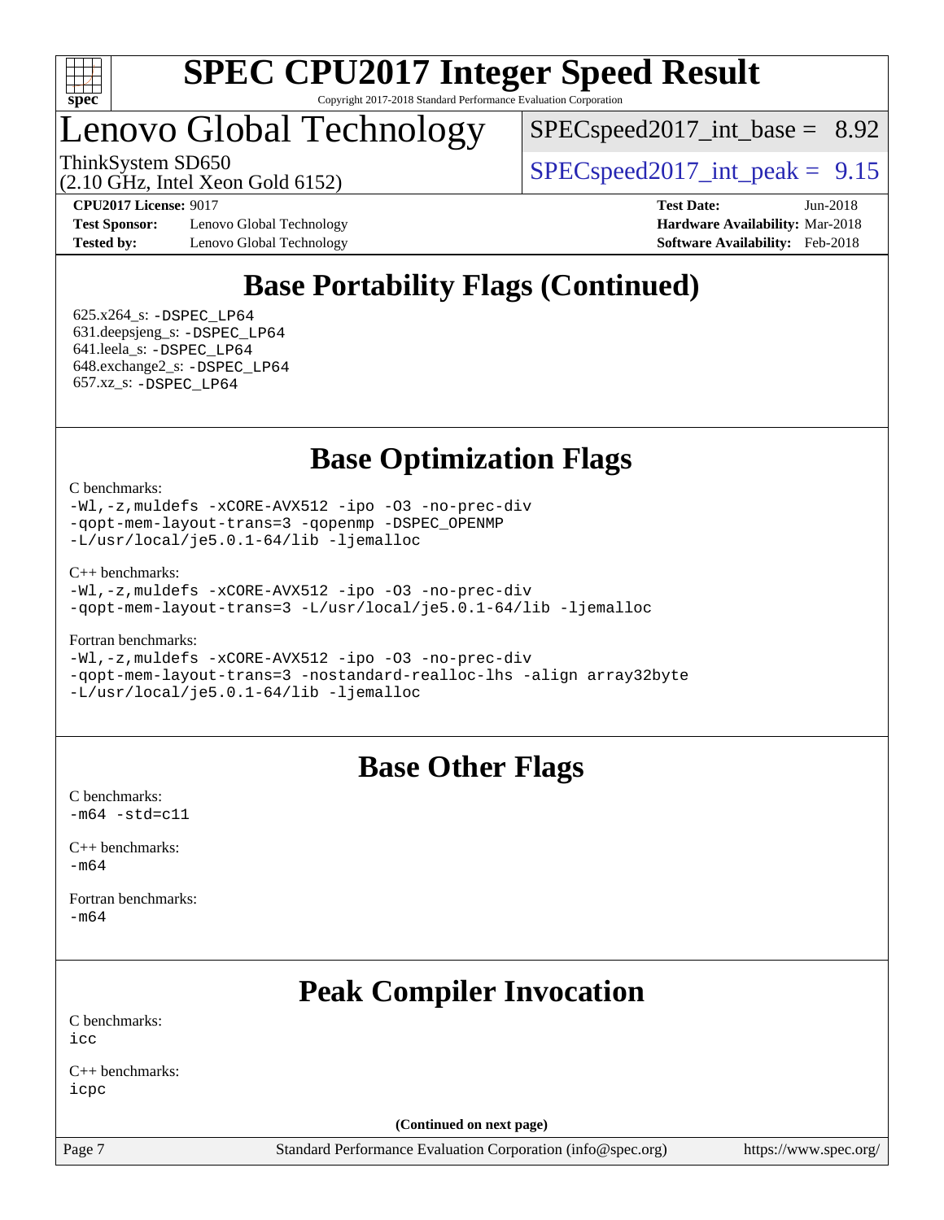# SPEC CPU2017 Integer Speed Result

Copyright 2017-2018 Standard Performance Evaluation Corporation

## Lenovo Global Technology

ThinkSystem SD650
(2.10 GHz, Intel Xeon Gold 6152)

SPECspeed2017_int_base = 8.92

SPECspeed2017_int_peak = 9.15

**CPU2017 License:** 9017
**Test Sponsor:** Lenovo Global Technology
**Tested by:** Lenovo Global Technology

**Test Date:** Jun-2018
**Hardware Availability:** Mar-2018
**Software Availability:** Feb-2018

## Base Portability Flags (Continued)

625.x264_s: `-DSPEC_LP64`
631.deepsjeng_s: `-DSPEC_LP64`
641.leela_s: `-DSPEC_LP64`
648.exchange2_s: `-DSPEC_LP64`
657.xz_s: `-DSPEC_LP64`

## Base Optimization Flags

C benchmarks:
```
-Wl,-z,muldefs -xCORE-AVX512 -ipo -O3 -no-prec-div
-qopt-mem-layout-trans=3 -qopenmp -DSPEC_OPENMP
-L/usr/local/je5.0.1-64/lib -ljemalloc
```

C++ benchmarks:
```
-Wl,-z,muldefs -xCORE-AVX512 -ipo -O3 -no-prec-div
-qopt-mem-layout-trans=3 -L/usr/local/je5.0.1-64/lib -ljemalloc
```

Fortran benchmarks:
```
-Wl,-z,muldefs -xCORE-AVX512 -ipo -O3 -no-prec-div
-qopt-mem-layout-trans=3 -nostandard-realloc-lhs -align array32byte
-L/usr/local/je5.0.1-64/lib -ljemalloc
```

## Base Other Flags

C benchmarks:
```
-m64 -std=c11
```

C++ benchmarks:
```
-m64
```

Fortran benchmarks:
```
-m64
```

## Peak Compiler Invocation

C benchmarks:
```
icc
```

C++ benchmarks:
```
icpc
```

(Continued on next page)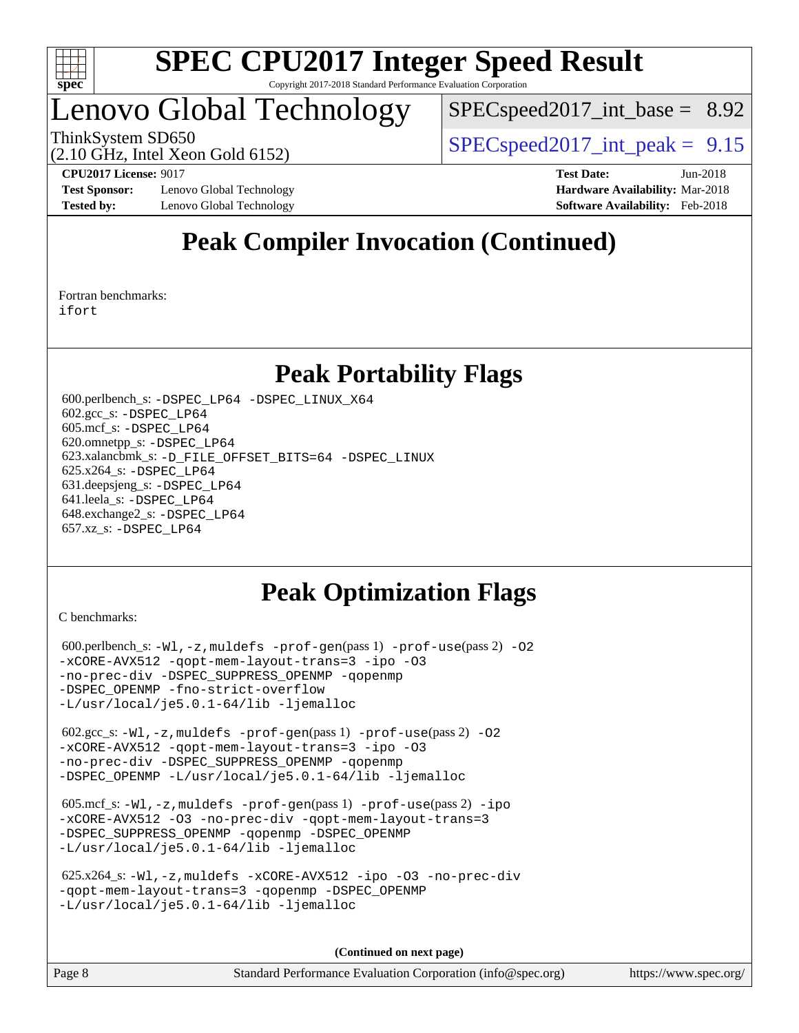# SPEC CPU2017 Integer Speed Result

Copyright 2017-2018 Standard Performance Evaluation Corporation

# Lenovo Global Technology

ThinkSystem SD650
(2.10 GHz, Intel Xeon Gold 6152)

SPECspeed2017_int_base = 8.92

SPECspeed2017_int_peak = 9.15

**CPU2017 License:** 9017
**Test Sponsor:** Lenovo Global Technology
**Tested by:** Lenovo Global Technology

**Test Date:** Jun-2018
**Hardware Availability:** Mar-2018
**Software Availability:** Feb-2018

## Peak Compiler Invocation (Continued)

Fortran benchmarks:
ifort

## Peak Portability Flags

600.perlbench_s: -DSPEC_LP64 -DSPEC_LINUX_X64
602.gcc_s: -DSPEC_LP64
605.mcf_s: -DSPEC_LP64
620.omnetpp_s: -DSPEC_LP64
623.xalancbmk_s: -D_FILE_OFFSET_BITS=64 -DSPEC_LINUX
625.x264_s: -DSPEC_LP64
631.deepsjeng_s: -DSPEC_LP64
641.leela_s: -DSPEC_LP64
648.exchange2_s: -DSPEC_LP64
657.xz_s: -DSPEC_LP64

## Peak Optimization Flags

C benchmarks:

600.perlbench_s: -Wl,-z,muldefs -prof-gen(pass 1) -prof-use(pass 2) -O2 -xCORE-AVX512 -qopt-mem-layout-trans=3 -ipo -O3 -no-prec-div -DSPEC_SUPPRESS_OPENMP -qopenmp -DSPEC_OPENMP -fno-strict-overflow -L/usr/local/je5.0.1-64/lib -ljemalloc

602.gcc_s: -Wl,-z,muldefs -prof-gen(pass 1) -prof-use(pass 2) -O2 -xCORE-AVX512 -qopt-mem-layout-trans=3 -ipo -O3 -no-prec-div -DSPEC_SUPPRESS_OPENMP -qopenmp -DSPEC_OPENMP -L/usr/local/je5.0.1-64/lib -ljemalloc

605.mcf_s: -Wl,-z,muldefs -prof-gen(pass 1) -prof-use(pass 2) -ipo -xCORE-AVX512 -O3 -no-prec-div -qopt-mem-layout-trans=3 -DSPEC_SUPPRESS_OPENMP -qopenmp -DSPEC_OPENMP -L/usr/local/je5.0.1-64/lib -ljemalloc

625.x264_s: -Wl,-z,muldefs -xCORE-AVX512 -ipo -O3 -no-prec-div -qopt-mem-layout-trans=3 -qopenmp -DSPEC_OPENMP -L/usr/local/je5.0.1-64/lib -ljemalloc

**(Continued on next page)**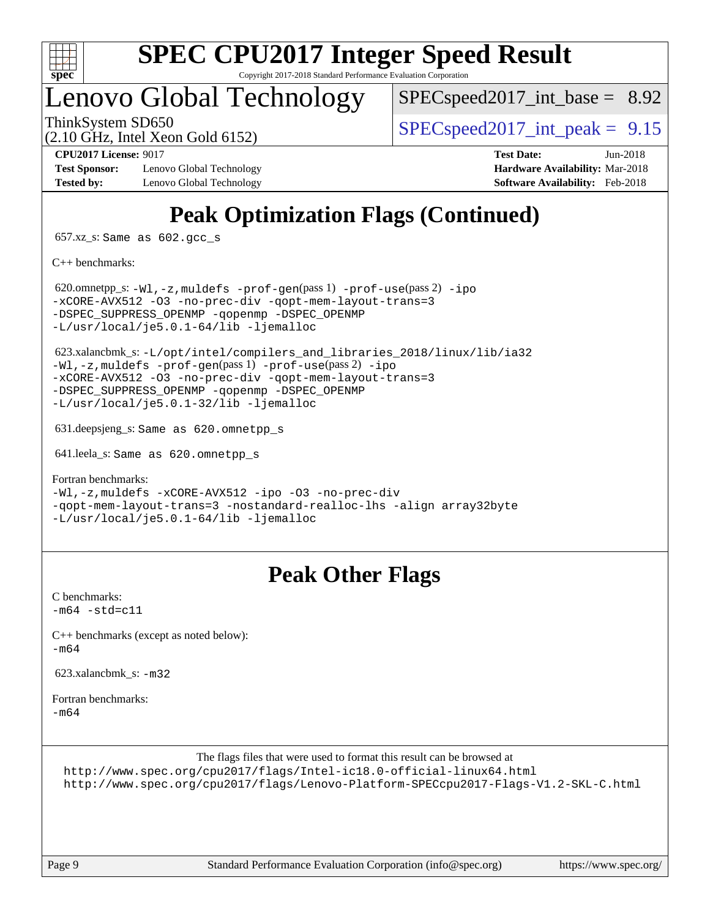# SPEC CPU2017 Integer Speed Result

Copyright 2017-2018 Standard Performance Evaluation Corporation

## Lenovo Global Technology

ThinkSystem SD650
(2.10 GHz, Intel Xeon Gold 6152)

SPECspeed2017_int_base = 8.92

SPECspeed2017_int_peak = 9.15

**CPU2017 License:** 9017
**Test Sponsor:** Lenovo Global Technology
**Tested by:** Lenovo Global Technology

**Test Date:** Jun-2018
**Hardware Availability:** Mar-2018
**Software Availability:** Feb-2018

## Peak Optimization Flags (Continued)

657.xz_s: Same as 602.gcc_s

C++ benchmarks:

620.omnetpp_s: -Wl,-z,muldefs -prof-gen(pass 1) -prof-use(pass 2) -ipo -xCORE-AVX512 -O3 -no-prec-div -qopt-mem-layout-trans=3 -DSPEC_SUPPRESS_OPENMP -qopenmp -DSPEC_OPENMP -L/usr/local/je5.0.1-64/lib -ljemalloc

623.xalancbmk_s: -L/opt/intel/compilers_and_libraries_2018/linux/lib/ia32 -Wl,-z,muldefs -prof-gen(pass 1) -prof-use(pass 2) -ipo -xCORE-AVX512 -O3 -no-prec-div -qopt-mem-layout-trans=3 -DSPEC_SUPPRESS_OPENMP -qopenmp -DSPEC_OPENMP -L/usr/local/je5.0.1-32/lib -ljemalloc

631.deepsjeng_s: Same as 620.omnetpp_s

641.leela_s: Same as 620.omnetpp_s

Fortran benchmarks:
-Wl,-z,muldefs -xCORE-AVX512 -ipo -O3 -no-prec-div -qopt-mem-layout-trans=3 -nostandard-realloc-lhs -align array32byte -L/usr/local/je5.0.1-64/lib -ljemalloc

## Peak Other Flags

C benchmarks:
-m64 -std=c11

C++ benchmarks (except as noted below):
-m64

623.xalancbmk_s: -m32

Fortran benchmarks:
-m64

The flags files that were used to format this result can be browsed at
http://www.spec.org/cpu2017/flags/Intel-ic18.0-official-linux64.html
http://www.spec.org/cpu2017/flags/Lenovo-Platform-SPECcpu2017-Flags-V1.2-SKL-C.html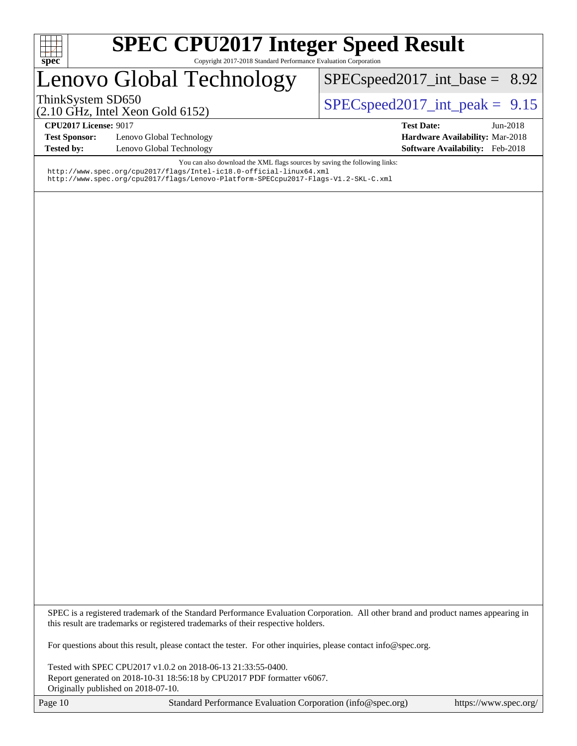You can also download the XML flags sources by saving the following links:

```
http://www.spec.org/cpu2017/flags/Intel-ic18.0-official-linux64.xml
http://www.spec.org/cpu2017/flags/Lenovo-Platform-SPECcpu2017-Flags-V1.2-SKL-C.xml
```

SPEC is a registered trademark of the Standard Performance Evaluation Corporation. All other brand and product names appearing in this result are trademarks or registered trademarks of their respective holders.

For questions about this result, please contact the tester. For other inquiries, please contact info@spec.org.

Tested with SPEC CPU2017 v1.0.2 on 2018-06-13 21:33:55-0400.
Report generated on 2018-10-31 18:56:18 by CPU2017 PDF formatter v6067.
Originally published on 2018-07-10.